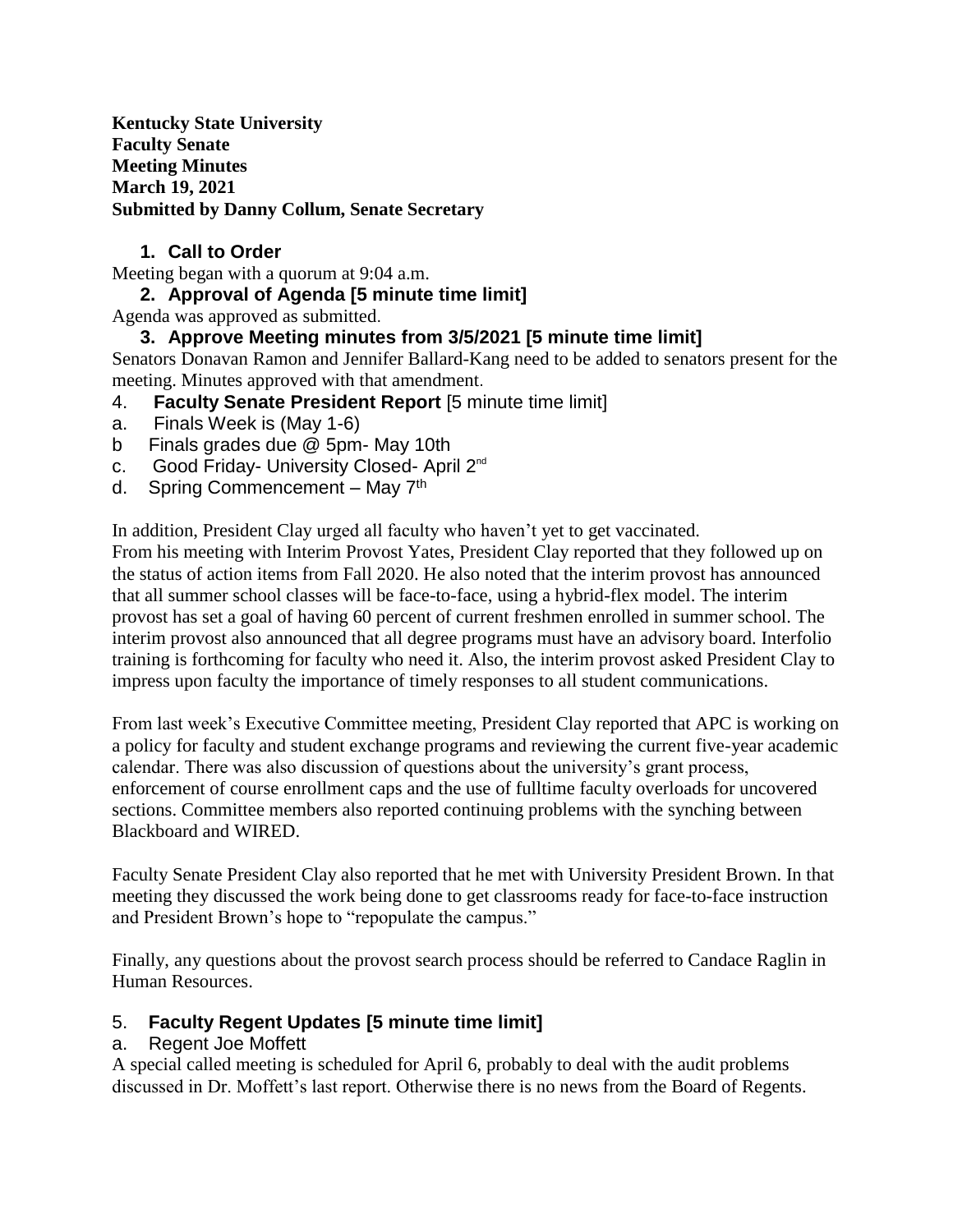**Kentucky State University**
**Faculty Senate**
**Meeting Minutes**
**March 19, 2021**
**Submitted by Danny Collum, Senate Secretary**

1. **Call to Order**

Meeting began with a quorum at 9:04 a.m.

2. **Approval of Agenda [5 minute time limit]**

Agenda was approved as submitted.

3. **Approve Meeting minutes from 3/5/2021 [5 minute time limit]**

Senators Donavan Ramon and Jennifer Ballard-Kang need to be added to senators present for the meeting. Minutes approved with that amendment.

4. **Faculty Senate President Report** [5 minute time limit]

a. Finals Week is (May 1-6)
b Finals grades due @ 5pm- May 10th
c. Good Friday- University Closed- April 2nd
d. Spring Commencement – May 7th

In addition, President Clay urged all faculty who haven't yet to get vaccinated.
From his meeting with Interim Provost Yates, President Clay reported that they followed up on the status of action items from Fall 2020. He also noted that the interim provost has announced that all summer school classes will be face-to-face, using a hybrid-flex model. The interim provost has set a goal of having 60 percent of current freshmen enrolled in summer school. The interim provost also announced that all degree programs must have an advisory board. Interfolio training is forthcoming for faculty who need it. Also, the interim provost asked President Clay to impress upon faculty the importance of timely responses to all student communications.

From last week's Executive Committee meeting, President Clay reported that APC is working on a policy for faculty and student exchange programs and reviewing the current five-year academic calendar. There was also discussion of questions about the university's grant process, enforcement of course enrollment caps and the use of fulltime faculty overloads for uncovered sections. Committee members also reported continuing problems with the synching between Blackboard and WIRED.

Faculty Senate President Clay also reported that he met with University President Brown. In that meeting they discussed the work being done to get classrooms ready for face-to-face instruction and President Brown's hope to "repopulate the campus."

Finally, any questions about the provost search process should be referred to Candace Raglin in Human Resources.

5. **Faculty Regent Updates [5 minute time limit]**

a. Regent Joe Moffett

A special called meeting is scheduled for April 6, probably to deal with the audit problems discussed in Dr. Moffett's last report. Otherwise there is no news from the Board of Regents.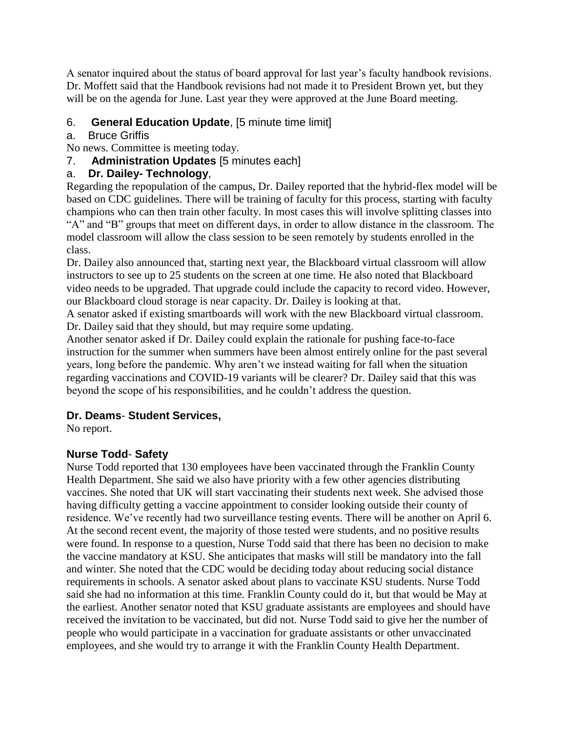A senator inquired about the status of board approval for last year's faculty handbook revisions. Dr. Moffett said that the Handbook revisions had not made it to President Brown yet, but they will be on the agenda for June. Last year they were approved at the June Board meeting.

6. **General Education Update**, [5 minute time limit]

a. Bruce Griffis

No news. Committee is meeting today.

7. **Administration Updates** [5 minutes each]

a. **Dr. Dailey- Technology**,

Regarding the repopulation of the campus, Dr. Dailey reported that the hybrid-flex model will be based on CDC guidelines. There will be training of faculty for this process, starting with faculty champions who can then train other faculty. In most cases this will involve splitting classes into "A" and "B" groups that meet on different days, in order to allow distance in the classroom. The model classroom will allow the class session to be seen remotely by students enrolled in the class.

Dr. Dailey also announced that, starting next year, the Blackboard virtual classroom will allow instructors to see up to 25 students on the screen at one time. He also noted that Blackboard video needs to be upgraded. That upgrade could include the capacity to record video. However, our Blackboard cloud storage is near capacity. Dr. Dailey is looking at that.

A senator asked if existing smartboards will work with the new Blackboard virtual classroom. Dr. Dailey said that they should, but may require some updating.

Another senator asked if Dr. Dailey could explain the rationale for pushing face-to-face instruction for the summer when summers have been almost entirely online for the past several years, long before the pandemic. Why aren't we instead waiting for fall when the situation regarding vaccinations and COVID-19 variants will be clearer? Dr. Dailey said that this was beyond the scope of his responsibilities, and he couldn't address the question.

**Dr. Deams- Student Services,**

No report.

**Nurse Todd- Safety**

Nurse Todd reported that 130 employees have been vaccinated through the Franklin County Health Department. She said we also have priority with a few other agencies distributing vaccines. She noted that UK will start vaccinating their students next week. She advised those having difficulty getting a vaccine appointment to consider looking outside their county of residence. We've recently had two surveillance testing events. There will be another on April 6. At the second recent event, the majority of those tested were students, and no positive results were found. In response to a question, Nurse Todd said that there has been no decision to make the vaccine mandatory at KSU. She anticipates that masks will still be mandatory into the fall and winter. She noted that the CDC would be deciding today about reducing social distance requirements in schools. A senator asked about plans to vaccinate KSU students. Nurse Todd said she had no information at this time. Franklin County could do it, but that would be May at the earliest. Another senator noted that KSU graduate assistants are employees and should have received the invitation to be vaccinated, but did not. Nurse Todd said to give her the number of people who would participate in a vaccination for graduate assistants or other unvaccinated employees, and she would try to arrange it with the Franklin County Health Department.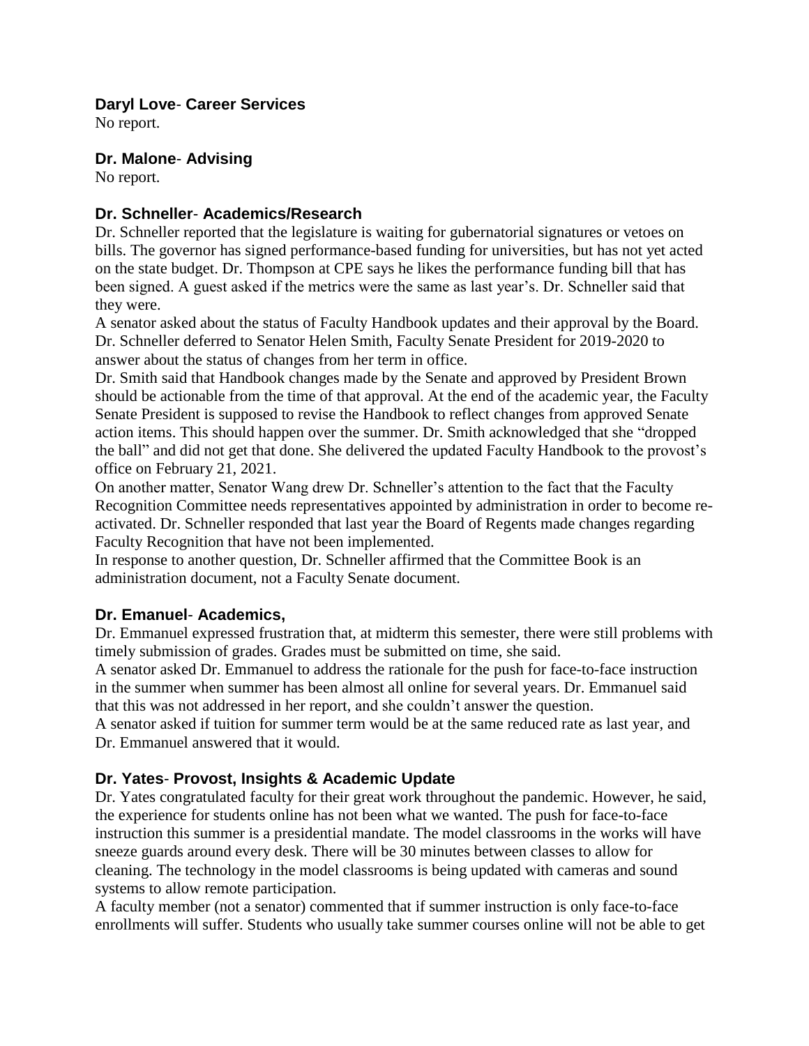### Daryl Love- Career Services

No report.

### Dr. Malone- Advising

No report.

### Dr. Schneller- Academics/Research

Dr. Schneller reported that the legislature is waiting for gubernatorial signatures or vetoes on bills. The governor has signed performance-based funding for universities, but has not yet acted on the state budget. Dr. Thompson at CPE says he likes the performance funding bill that has been signed. A guest asked if the metrics were the same as last year's. Dr. Schneller said that they were.

A senator asked about the status of Faculty Handbook updates and their approval by the Board. Dr. Schneller deferred to Senator Helen Smith, Faculty Senate President for 2019-2020 to answer about the status of changes from her term in office.

Dr. Smith said that Handbook changes made by the Senate and approved by President Brown should be actionable from the time of that approval. At the end of the academic year, the Faculty Senate President is supposed to revise the Handbook to reflect changes from approved Senate action items. This should happen over the summer. Dr. Smith acknowledged that she "dropped the ball" and did not get that done. She delivered the updated Faculty Handbook to the provost's office on February 21, 2021.

On another matter, Senator Wang drew Dr. Schneller's attention to the fact that the Faculty Recognition Committee needs representatives appointed by administration in order to become re-activated. Dr. Schneller responded that last year the Board of Regents made changes regarding Faculty Recognition that have not been implemented.

In response to another question, Dr. Schneller affirmed that the Committee Book is an administration document, not a Faculty Senate document.

### Dr. Emanuel- Academics,

Dr. Emmanuel expressed frustration that, at midterm this semester, there were still problems with timely submission of grades. Grades must be submitted on time, she said.

A senator asked Dr. Emmanuel to address the rationale for the push for face-to-face instruction in the summer when summer has been almost all online for several years. Dr. Emmanuel said that this was not addressed in her report, and she couldn't answer the question.

A senator asked if tuition for summer term would be at the same reduced rate as last year, and Dr. Emmanuel answered that it would.

### Dr. Yates- Provost, Insights & Academic Update

Dr. Yates congratulated faculty for their great work throughout the pandemic. However, he said, the experience for students online has not been what we wanted. The push for face-to-face instruction this summer is a presidential mandate. The model classrooms in the works will have sneeze guards around every desk. There will be 30 minutes between classes to allow for cleaning. The technology in the model classrooms is being updated with cameras and sound systems to allow remote participation.

A faculty member (not a senator) commented that if summer instruction is only face-to-face enrollments will suffer. Students who usually take summer courses online will not be able to get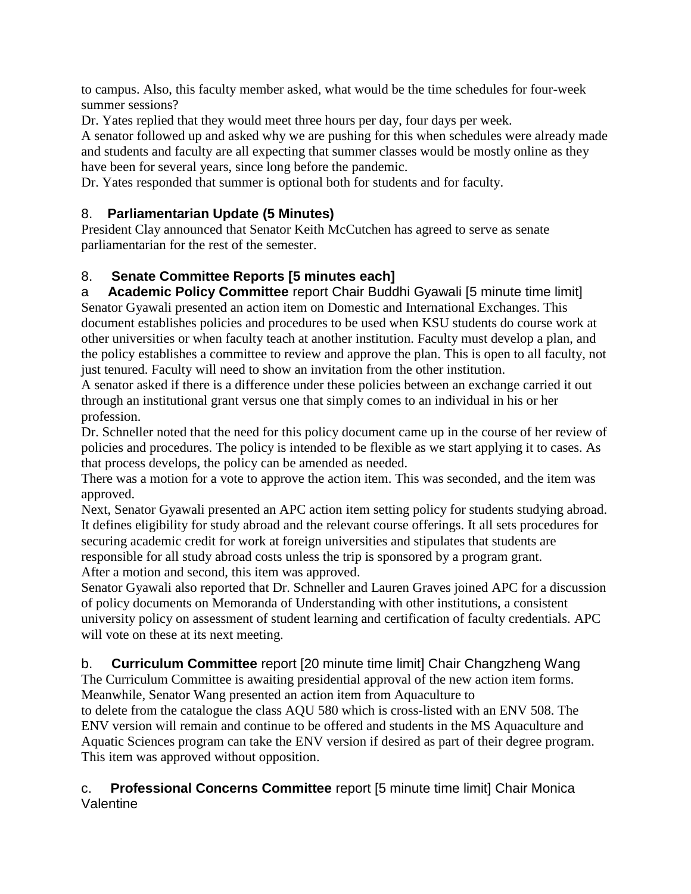to campus. Also, this faculty member asked, what would be the time schedules for four-week summer sessions?

Dr. Yates replied that they would meet three hours per day, four days per week.

A senator followed up and asked why we are pushing for this when schedules were already made and students and faculty are all expecting that summer classes would be mostly online as they have been for several years, since long before the pandemic.

Dr. Yates responded that summer is optional both for students and for faculty.

## 8. **Parliamentarian Update (5 Minutes)**

President Clay announced that Senator Keith McCutchen has agreed to serve as senate parliamentarian for the rest of the semester.

## 8. **Senate Committee Reports [5 minutes each]**

a **Academic Policy Committee** report Chair Buddhi Gyawali [5 minute time limit]

Senator Gyawali presented an action item on Domestic and International Exchanges. This document establishes policies and procedures to be used when KSU students do course work at other universities or when faculty teach at another institution. Faculty must develop a plan, and the policy establishes a committee to review and approve the plan. This is open to all faculty, not just tenured. Faculty will need to show an invitation from the other institution.

A senator asked if there is a difference under these policies between an exchange carried it out through an institutional grant versus one that simply comes to an individual in his or her profession.

Dr. Schneller noted that the need for this policy document came up in the course of her review of policies and procedures. The policy is intended to be flexible as we start applying it to cases. As that process develops, the policy can be amended as needed.

There was a motion for a vote to approve the action item. This was seconded, and the item was approved.

Next, Senator Gyawali presented an APC action item setting policy for students studying abroad. It defines eligibility for study abroad and the relevant course offerings. It all sets procedures for securing academic credit for work at foreign universities and stipulates that students are responsible for all study abroad costs unless the trip is sponsored by a program grant.

After a motion and second, this item was approved.

Senator Gyawali also reported that Dr. Schneller and Lauren Graves joined APC for a discussion of policy documents on Memoranda of Understanding with other institutions, a consistent university policy on assessment of student learning and certification of faculty credentials. APC will vote on these at its next meeting.

b. **Curriculum Committee** report [20 minute time limit] Chair Changzheng Wang

The Curriculum Committee is awaiting presidential approval of the new action item forms. Meanwhile, Senator Wang presented an action item from Aquaculture to to delete from the catalogue the class AQU 580 which is cross-listed with an ENV 508. The ENV version will remain and continue to be offered and students in the MS Aquaculture and Aquatic Sciences program can take the ENV version if desired as part of their degree program. This item was approved without opposition.

c. **Professional Concerns Committee** report [5 minute time limit] Chair Monica Valentine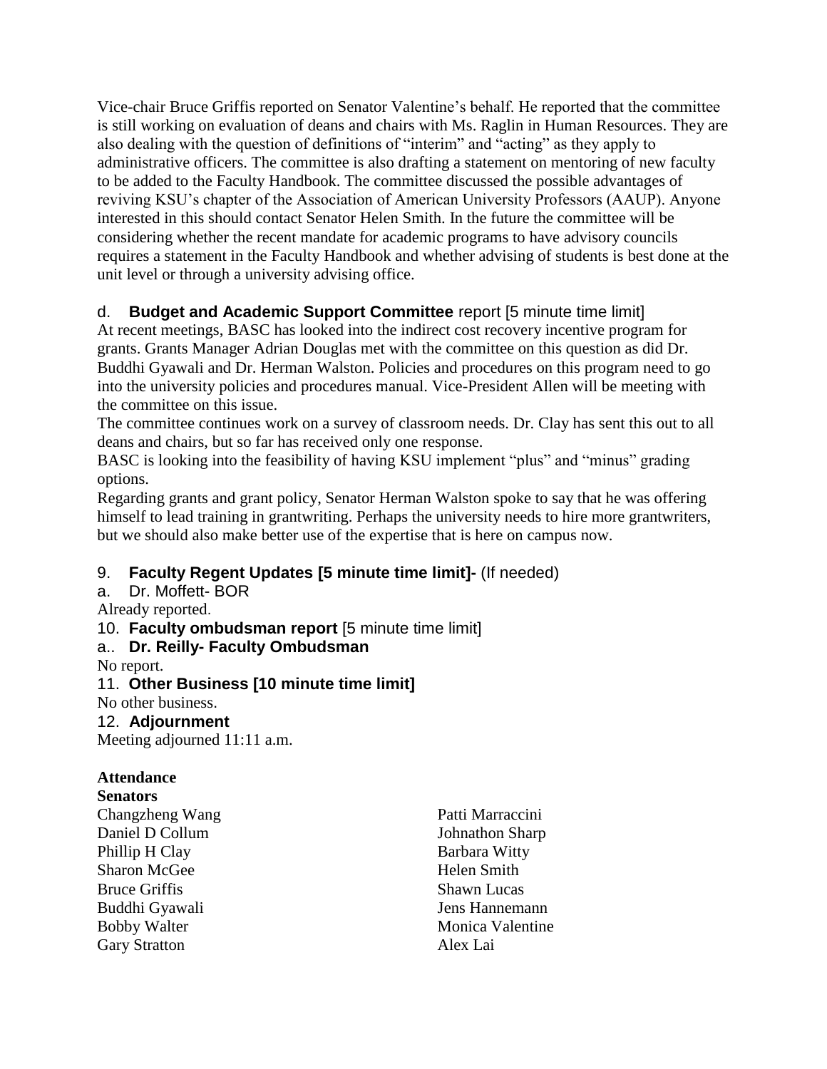Vice-chair Bruce Griffis reported on Senator Valentine's behalf. He reported that the committee is still working on evaluation of deans and chairs with Ms. Raglin in Human Resources. They are also dealing with the question of definitions of "interim" and "acting" as they apply to administrative officers. The committee is also drafting a statement on mentoring of new faculty to be added to the Faculty Handbook. The committee discussed the possible advantages of reviving KSU's chapter of the Association of American University Professors (AAUP). Anyone interested in this should contact Senator Helen Smith. In the future the committee will be considering whether the recent mandate for academic programs to have advisory councils requires a statement in the Faculty Handbook and whether advising of students is best done at the unit level or through a university advising office.

d. **Budget and Academic Support Committee** report [5 minute time limit]

At recent meetings, BASC has looked into the indirect cost recovery incentive program for grants. Grants Manager Adrian Douglas met with the committee on this question as did Dr. Buddhi Gyawali and Dr. Herman Walston. Policies and procedures on this program need to go into the university policies and procedures manual. Vice-President Allen will be meeting with the committee on this issue.

The committee continues work on a survey of classroom needs. Dr. Clay has sent this out to all deans and chairs, but so far has received only one response.

BASC is looking into the feasibility of having KSU implement "plus" and "minus" grading options.

Regarding grants and grant policy, Senator Herman Walston spoke to say that he was offering himself to lead training in grantwriting. Perhaps the university needs to hire more grantwriters, but we should also make better use of the expertise that is here on campus now.

9. **Faculty Regent Updates [5 minute time limit]-** (If needed)

a. Dr. Moffett- BOR

Already reported.

10. **Faculty ombudsman report** [5 minute time limit]

a.. **Dr. Reilly- Faculty Ombudsman**

No report.

11. **Other Business [10 minute time limit]**

No other business.

12. **Adjournment**

Meeting adjourned 11:11 a.m.

**Attendance**

**Senators**

Changzheng Wang
Daniel D Collum
Phillip H Clay
Sharon McGee
Bruce Griffis
Buddhi Gyawali
Bobby Walter
Gary Stratton
Patti Marraccini
Johnathon Sharp
Barbara Witty
Helen Smith
Shawn Lucas
Jens Hannemann
Monica Valentine
Alex Lai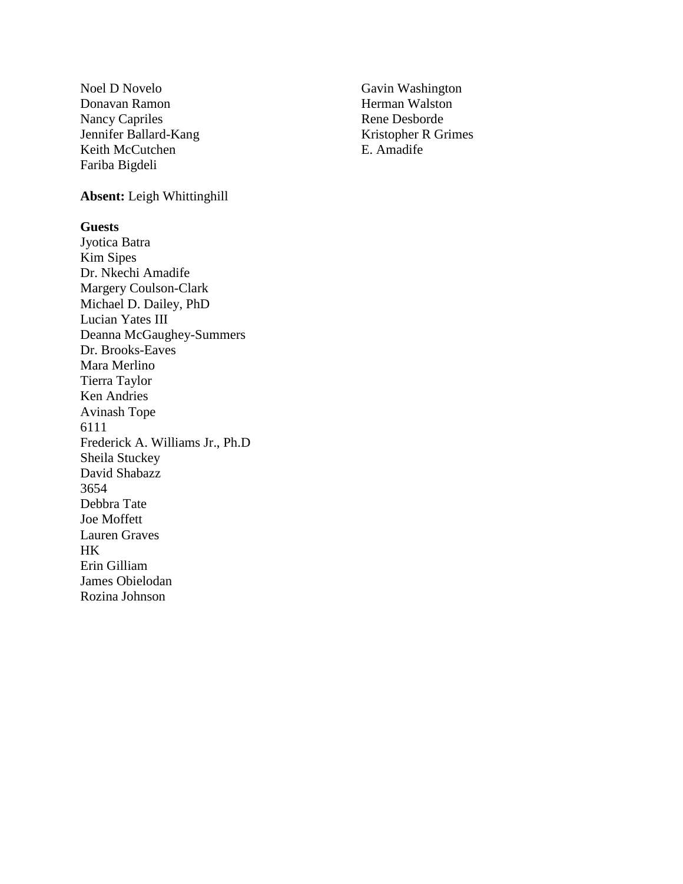Noel D Novelo
Donavan Ramon
Nancy Capriles
Jennifer Ballard-Kang
Keith McCutchen
Fariba Bigdeli
Gavin Washington
Herman Walston
Rene Desborde
Kristopher R Grimes
E. Amadife

**Absent:** Leigh Whittinghill

**Guests**
Jyotica Batra
Kim Sipes
Dr. Nkechi Amadife
Margery Coulson-Clark
Michael D. Dailey, PhD
Lucian Yates III
Deanna McGaughey-Summers
Dr. Brooks-Eaves
Mara Merlino
Tierra Taylor
Ken Andries
Avinash Tope
6111
Frederick A. Williams Jr., Ph.D
Sheila Stuckey
David Shabazz
3654
Debbra Tate
Joe Moffett
Lauren Graves
HK
Erin Gilliam
James Obielodan
Rozina Johnson